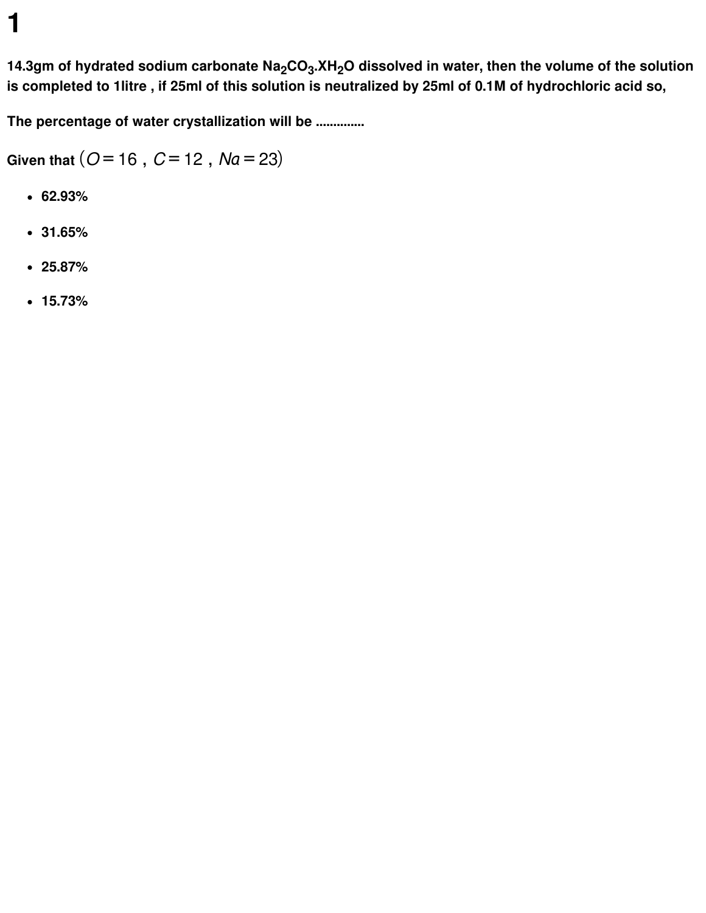# 1

**14.3gm of hydrated sodium carbonate $Na_2CO_3.XH_2O$ dissolved in water, then the volume of the solution is completed to 1litre , if 25ml of this solution is neutralized by 25ml of 0.1M of hydrochloric acid so,**

**The percentage of water crystallization will be .............**

**Given that** $(O = 16 \text{ , } C = 12 \text{ , } Na = 23)$

- **62.93%**
- **31.65%**
- **25.87%**
- **15.73%**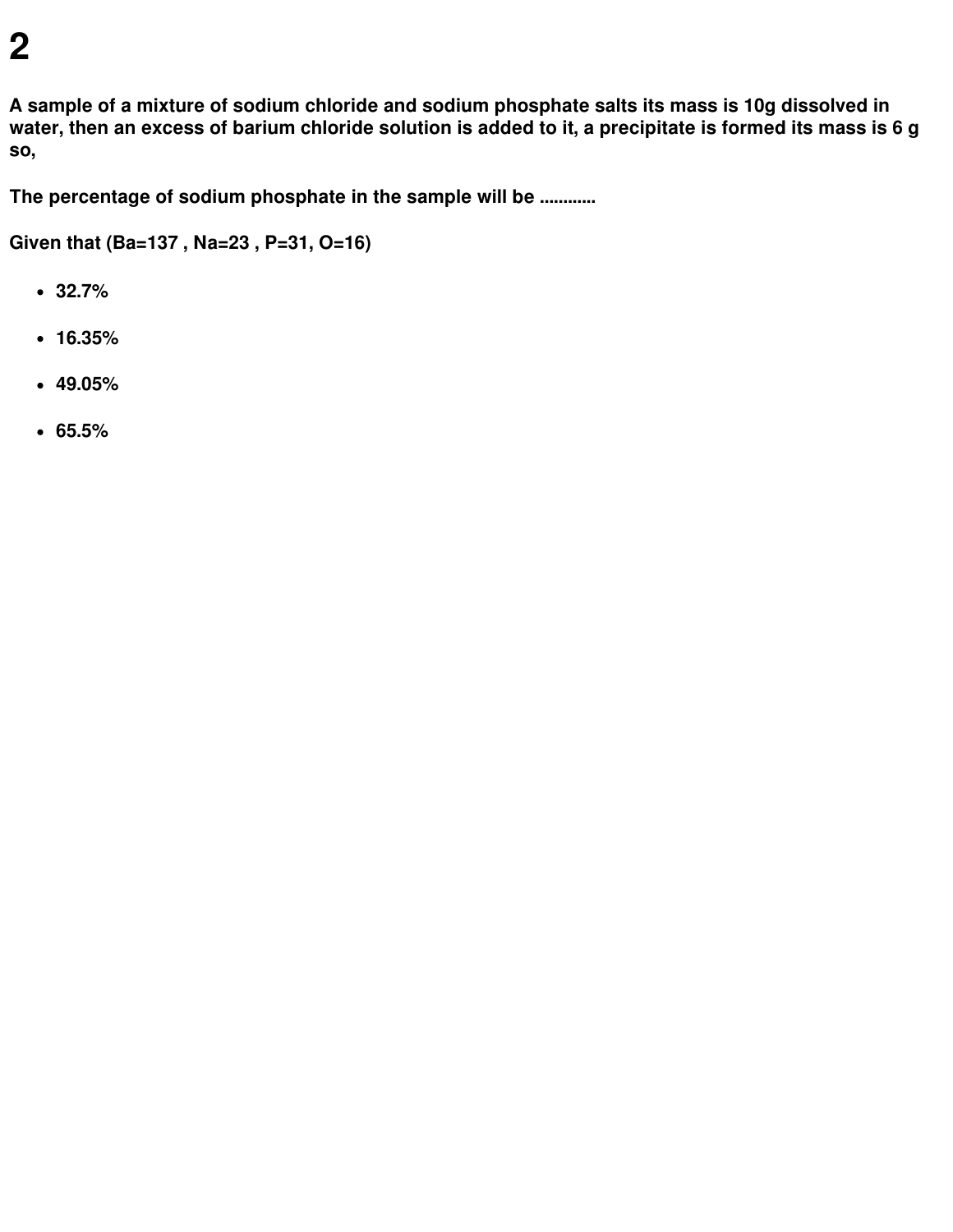# 2

**A sample of a mixture of sodium chloride and sodium phosphate salts its mass is 10g dissolved in water, then an excess of barium chloride solution is added to it, a precipitate is formed its mass is 6 g so,**

**The percentage of sodium phosphate in the sample will be ............**

**Given that (Ba=137 , Na=23 , P=31, O=16)**

- **32.7%**
- **16.35%**
- **49.05%**
- **65.5%**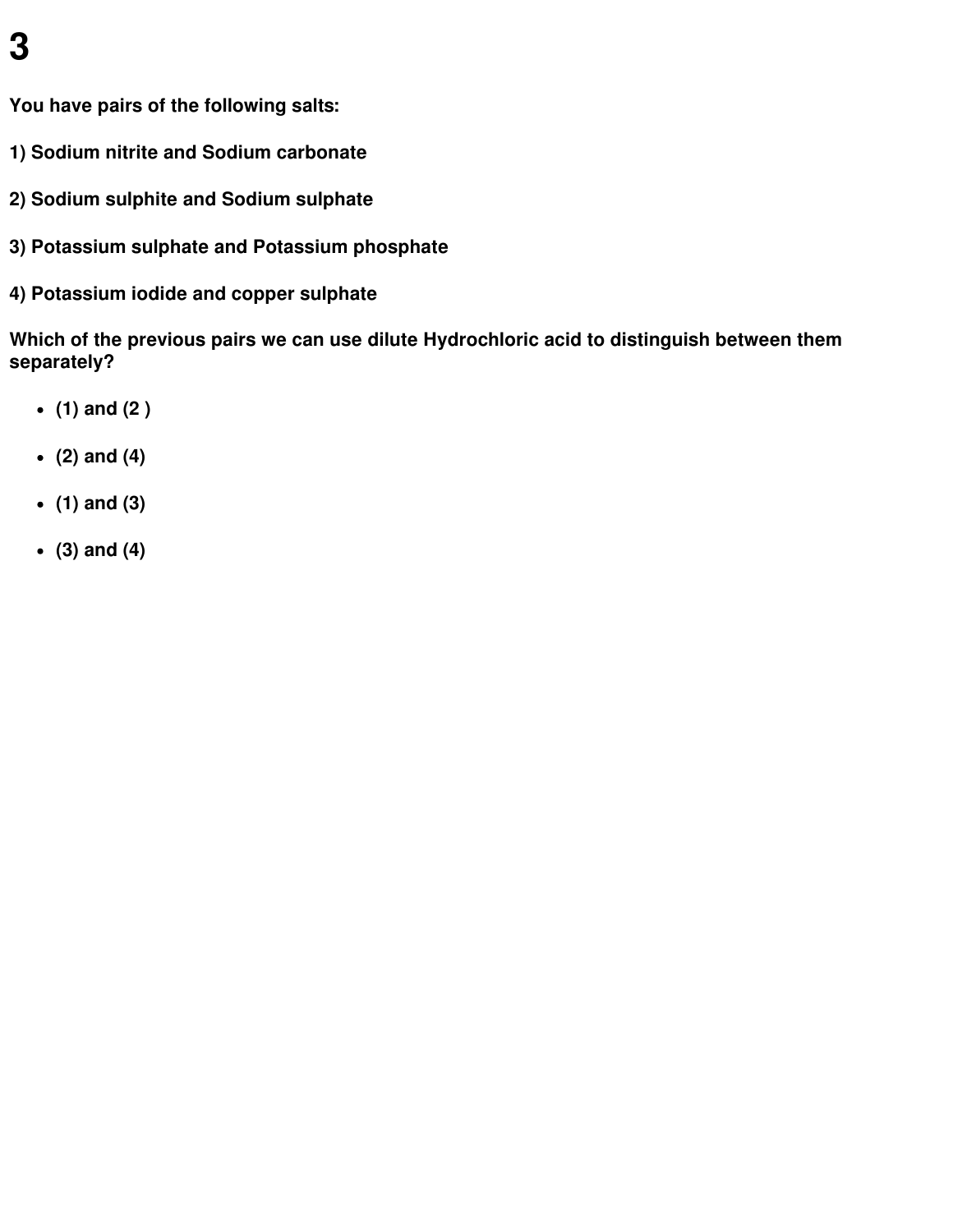# 3

**You have pairs of the following salts:**

**1) Sodium nitrite and Sodium carbonate**

**2) Sodium sulphite and Sodium sulphate**

**3) Potassium sulphate and Potassium phosphate**

**4) Potassium iodide and copper sulphate**

**Which of the previous pairs we can use dilute Hydrochloric acid to distinguish between them separately?**

- **(1) and (2 )**
- **(2) and (4)**
- **(1) and (3)**
- **(3) and (4)**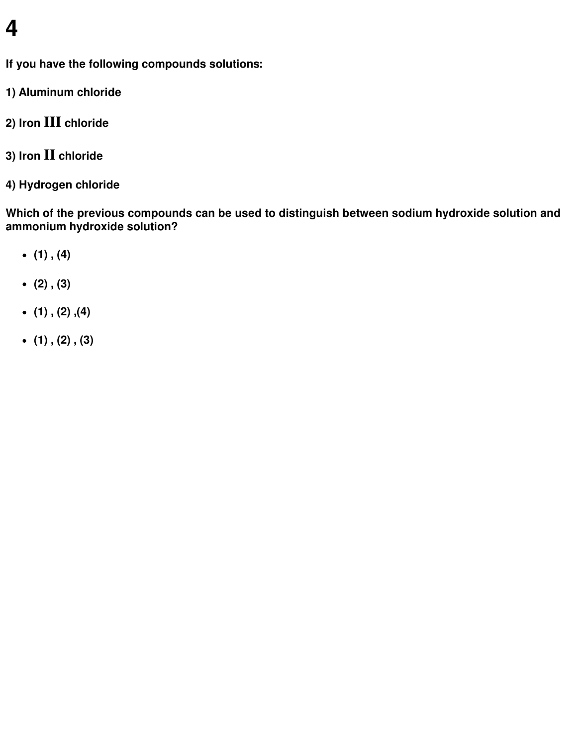# 4

**If you have the following compounds solutions:**

**1) Aluminum chloride**

**2) Iron III chloride**

**3) Iron II chloride**

**4) Hydrogen chloride**

**Which of the previous compounds can be used to distinguish between sodium hydroxide solution and ammonium hydroxide solution?**

- **(1) , (4)**
- **(2) , (3)**
- **(1) , (2) ,(4)**
- **(1) , (2) , (3)**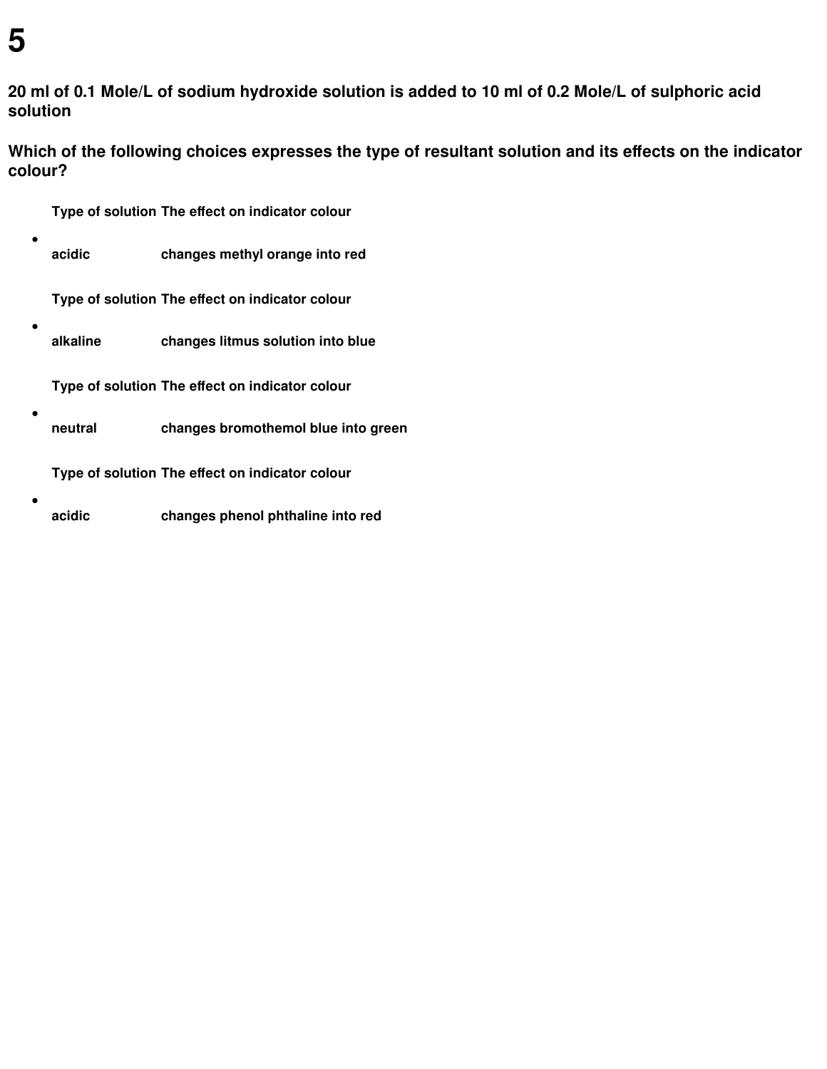# 5

**20 ml of 0.1 Mole/L of sodium hydroxide solution is added to 10 ml of 0.2 Mole/L of sulphoric acid solution**

**Which of the following choices expresses the type of resultant solution and its effects on the indicator colour?**

- | Type of solution | The effect on indicator colour |
  | --- | --- |
  | acidic | changes methyl orange into red |

- | Type of solution | The effect on indicator colour |
  | --- | --- |
  | alkaline | changes litmus solution into blue |

- | Type of solution | The effect on indicator colour |
  | --- | --- |
  | neutral | changes bromothemol blue into green |

- | Type of solution | The effect on indicator colour |
  | --- | --- |
  | acidic | changes phenol phthaline into red |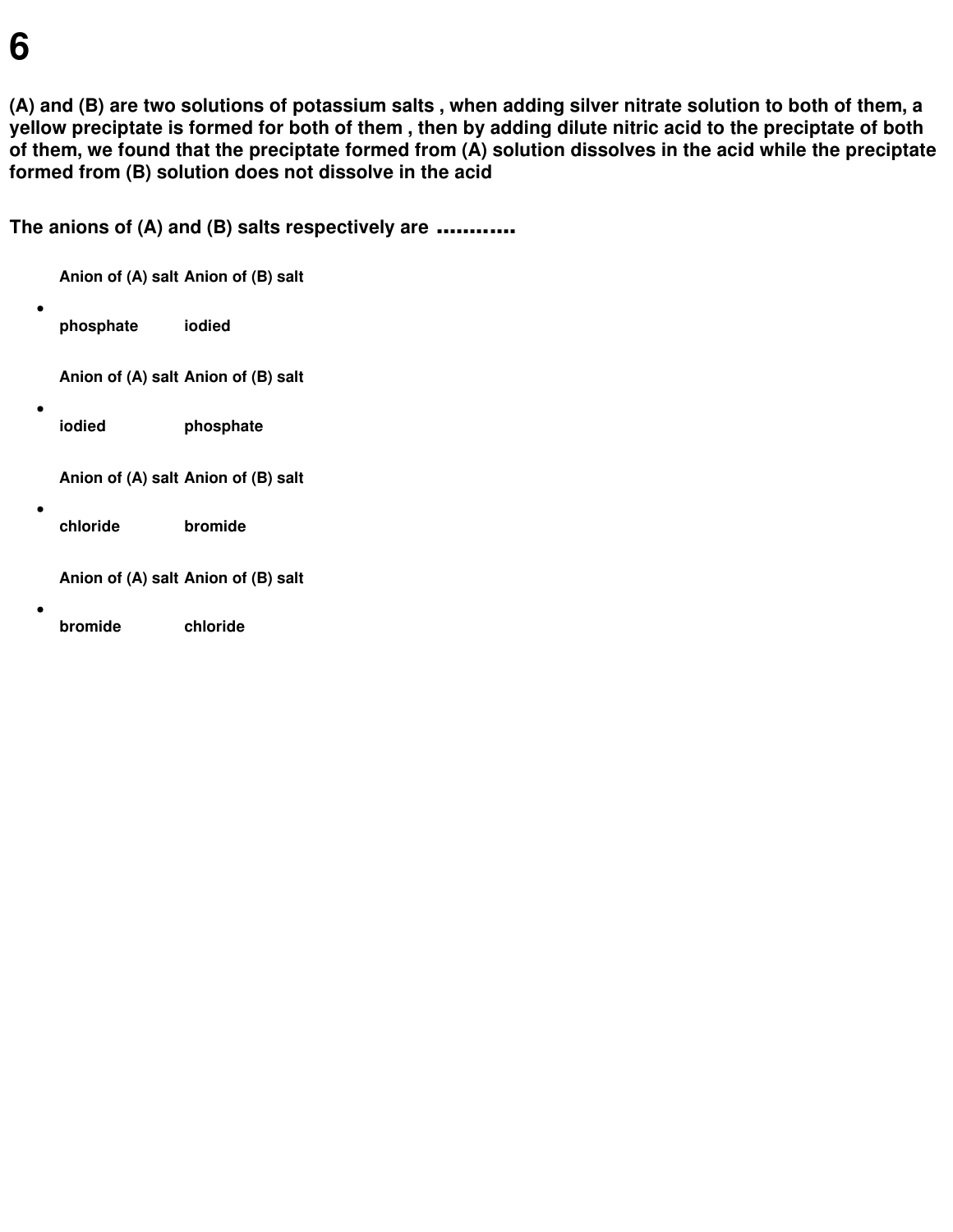# 6

**(A) and (B) are two solutions of potassium salts , when adding silver nitrate solution to both of them, a yellow preciptate is formed for both of them , then by adding dilute nitric acid to the preciptate of both of them, we found that the preciptate formed from (A) solution dissolves in the acid while the preciptate formed from (B) solution does not dissolve in the acid**

**The anions of (A) and (B) salts respectively are ...........**

- | Anion of (A) salt | Anion of (B) salt |
  |---|---|
  | phosphate | iodied |

- | Anion of (A) salt | Anion of (B) salt |
  |---|---|
  | iodied | phosphate |

- | Anion of (A) salt | Anion of (B) salt |
  |---|---|
  | chloride | bromide |

- | Anion of (A) salt | Anion of (B) salt |
  |---|---|
  | bromide | chloride |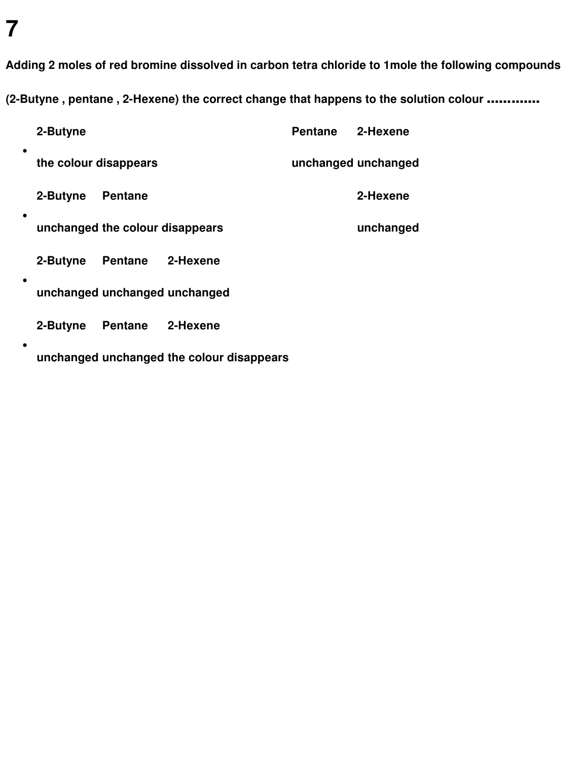# 7

**Adding 2 moles of red bromine dissolved in carbon tetra chloride to 1mole the following compounds (2-Butyne , pentane , 2-Hexene) the correct change that happens to the solution colour ............**

- | 2-Butyne | Pentane | 2-Hexene |
  |---|---|---|
  | the colour disappears | unchanged | unchanged |

- | 2-Butyne | Pentane | 2-Hexene |
  |---|---|---|
  | unchanged | the colour disappears | unchanged |

- | 2-Butyne | Pentane | 2-Hexene |
  |---|---|---|
  | unchanged | unchanged | unchanged |

- | 2-Butyne | Pentane | 2-Hexene |
  |---|---|---|
  | unchanged | unchanged | the colour disappears |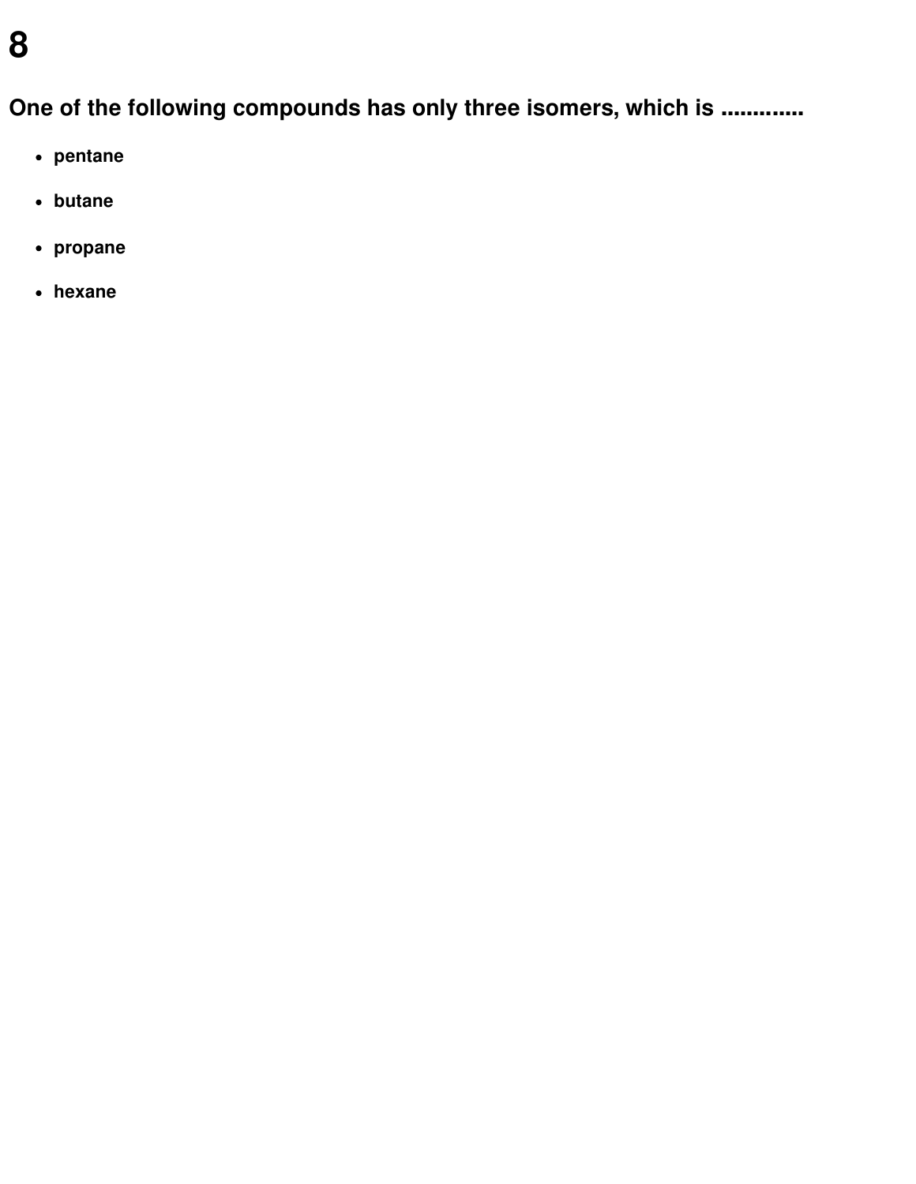# 8

## One of the following compounds has only three isomers, which is ............

- **pentane**
- **butane**
- **propane**
- **hexane**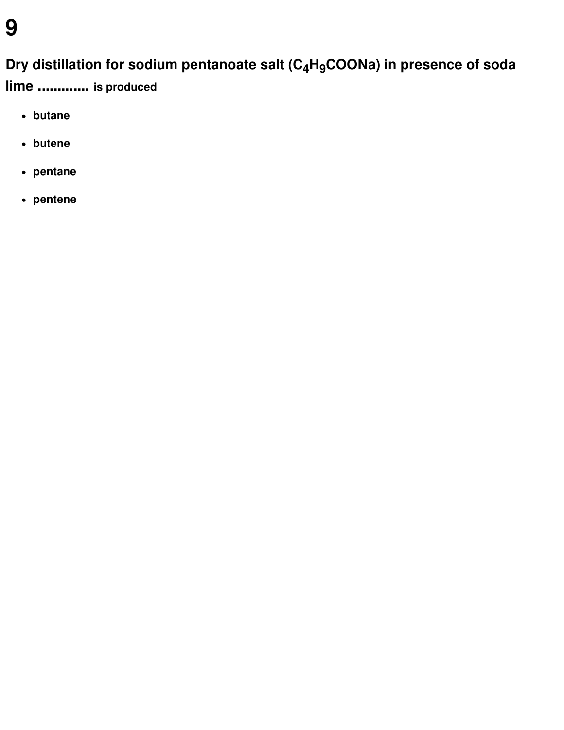# 9

**Dry distillation for sodium pentanoate salt ($C_4H_9COONa$) in presence of soda lime ............ is produced**

- butane
- butene
- pentane
- pentene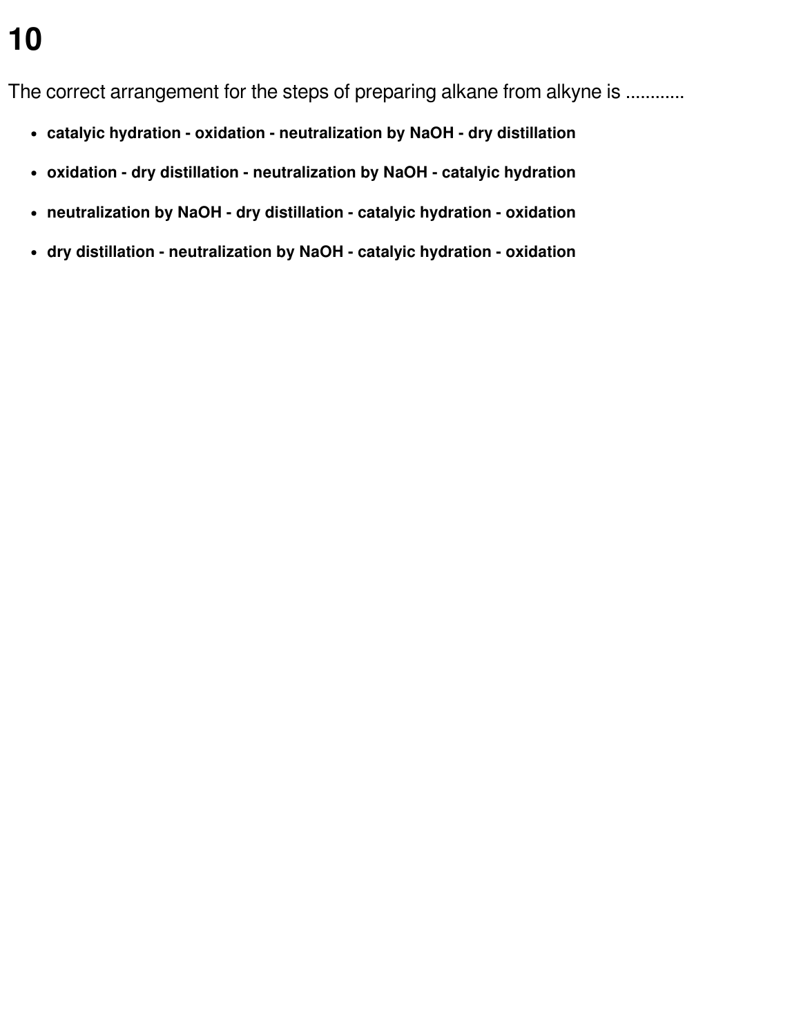# 10

The correct arrangement for the steps of preparing alkane from alkyne is ............

- **catalyic hydration - oxidation - neutralization by NaOH - dry distillation**
- **oxidation - dry distillation - neutralization by NaOH - catalyic hydration**
- **neutralization by NaOH - dry distillation - catalyic hydration - oxidation**
- **dry distillation - neutralization by NaOH - catalyic hydration - oxidation**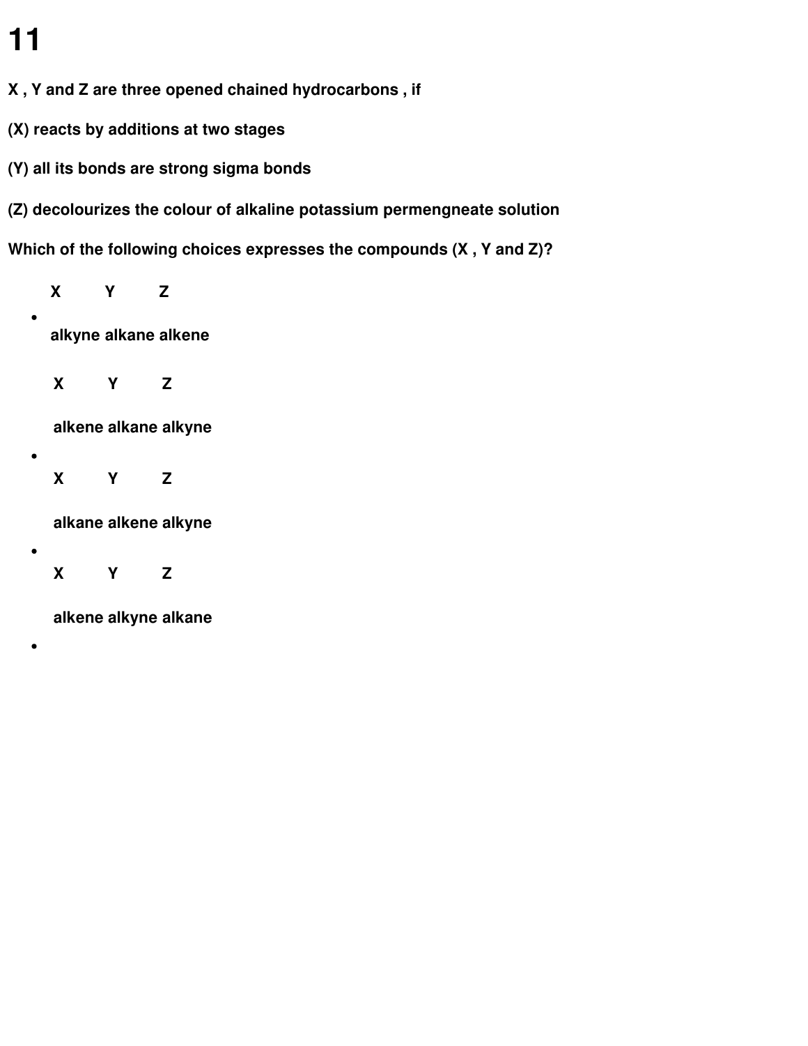# 11

**X , Y and Z are three opened chained hydrocarbons , if**

**(X) reacts by additions at two stages**

**(Y) all its bonds are strong sigma bonds**

**(Z) decolourizes the colour of alkaline potassium permengneate solution**

**Which of the following choices expresses the compounds (X , Y and Z)?**

- | X | Y | Z |
  |---|---|---|
  | alkyne | alkane | alkene |

- | X | Y | Z |
  |---|---|---|
  | alkene | alkane | alkyne |

- | X | Y | Z |
  |---|---|---|
  | alkane | alkene | alkyne |

- | X | Y | Z |
  |---|---|---|
  | alkene | alkyne | alkane |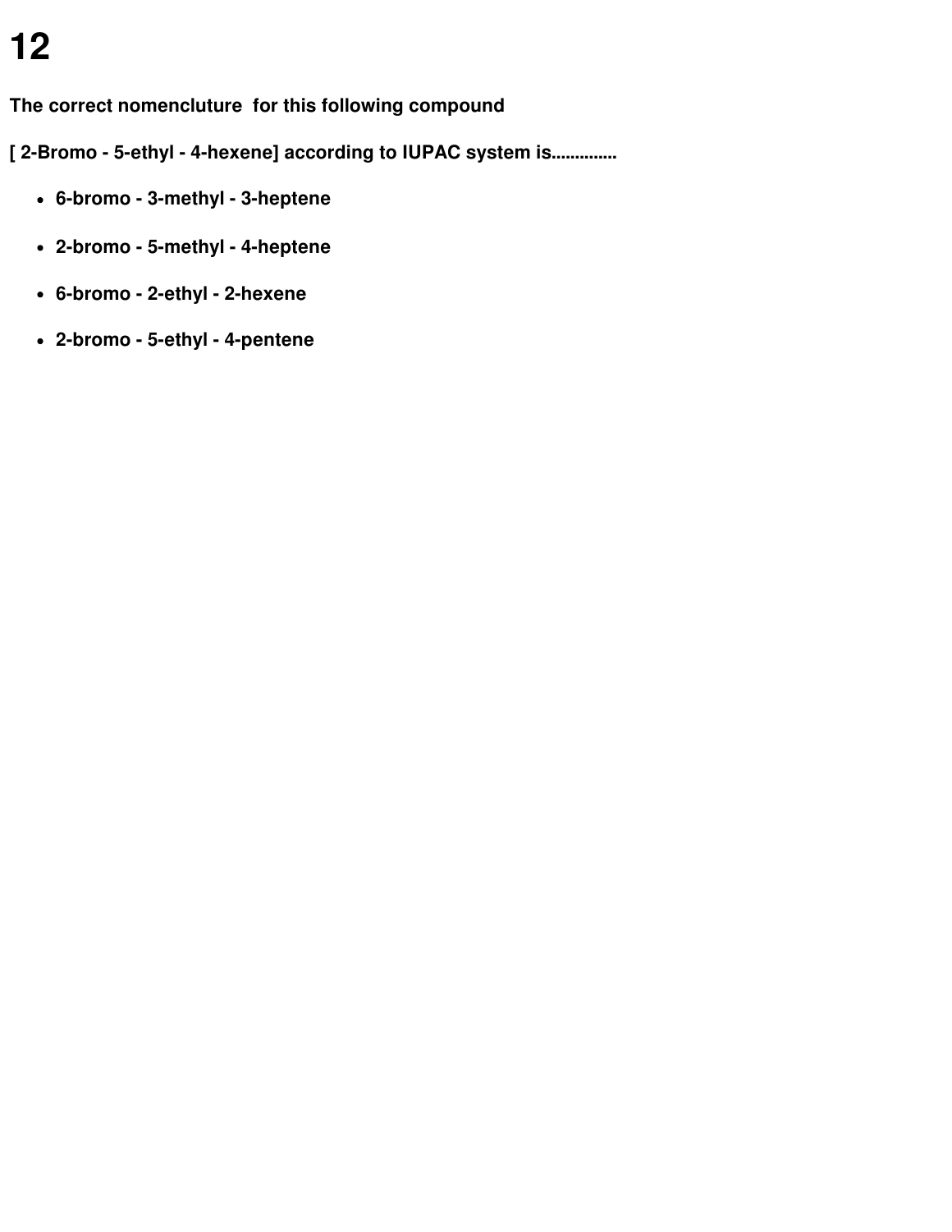# 12

**The correct nomencluture  for this following compound**

**[ 2-Bromo - 5-ethyl - 4-hexene] according to IUPAC system is.............**

- **6-bromo - 3-methyl - 3-heptene**
- **2-bromo - 5-methyl - 4-heptene**
- **6-bromo - 2-ethyl - 2-hexene**
- **2-bromo - 5-ethyl - 4-pentene**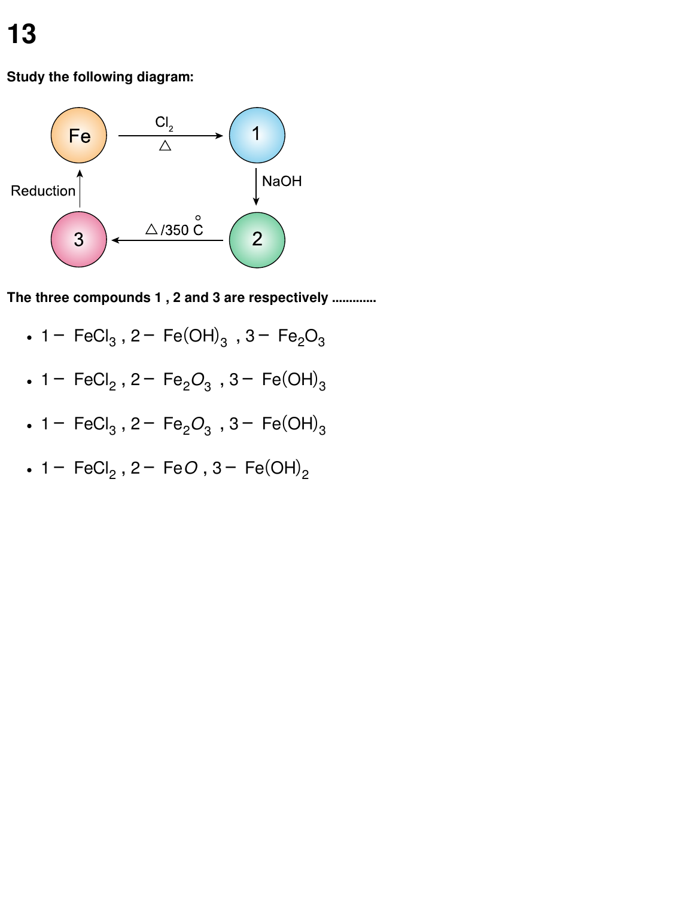# 13

**Study the following diagram:**

$$Fe \xrightarrow[\triangle]{Cl_2} 1 \xrightarrow{NaOH} 2 \xrightarrow{\triangle / 350\,^{\circ}C} 3 \xrightarrow{\text{Reduction}} Fe$$

**The three compounds 1 , 2 and 3 are respectively ............**

- 1 − $FeCl_3$ , 2 − $Fe(OH)_3$ , 3 − $Fe_2O_3$
- 1 − $FeCl_2$ , 2 − $Fe_2O_3$ , 3 − $Fe(OH)_3$
- 1 − $FeCl_3$ , 2 − $Fe_2O_3$ , 3 − $Fe(OH)_3$
- 1 − $FeCl_2$ , 2 − $FeO$ , 3 − $Fe(OH)_2$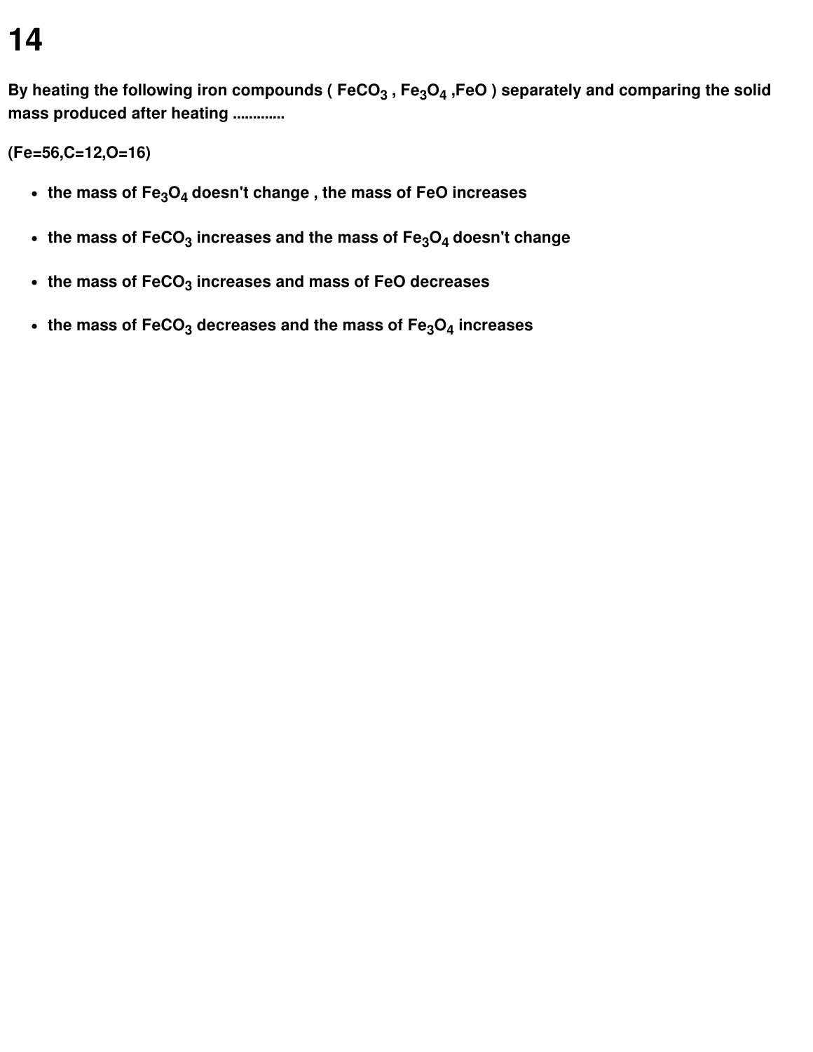# 14

**By heating the following iron compounds ( $FeCO_3$ , $Fe_3O_4$ ,$FeO$ ) separately and comparing the solid mass produced after heating ............**

**(Fe=56,C=12,O=16)**

- **the mass of $Fe_3O_4$ doesn't change , the mass of FeO increases**
- **the mass of $FeCO_3$ increases and the mass of $Fe_3O_4$ doesn't change**
- **the mass of $FeCO_3$ increases and mass of FeO decreases**
- **the mass of $FeCO_3$ decreases and the mass of $Fe_3O_4$ increases**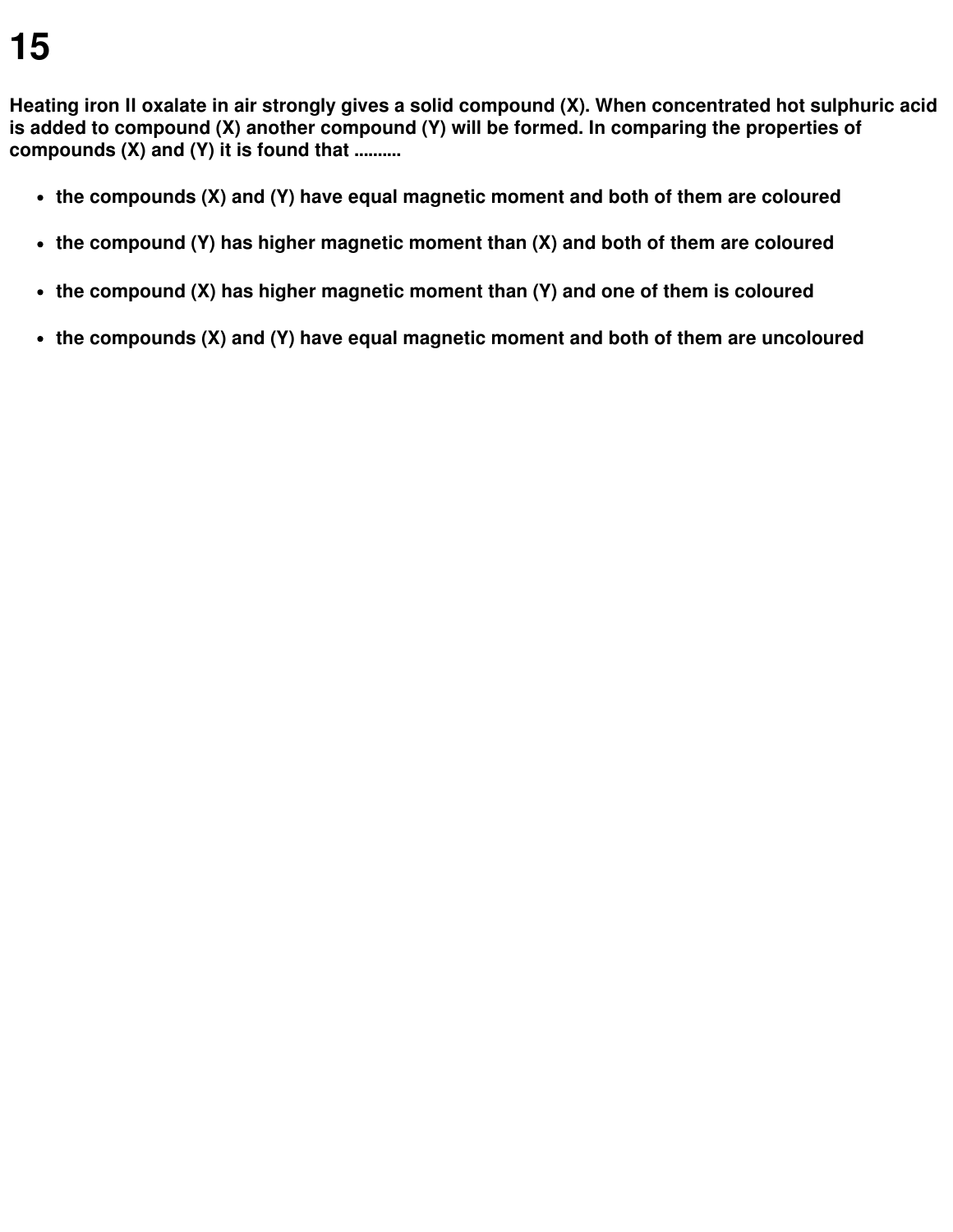# 15

**Heating iron II oxalate in air strongly gives a solid compound (X). When concentrated hot sulphuric acid is added to compound (X) another compound (Y) will be formed. In comparing the properties of compounds (X) and (Y) it is found that ..........**

- **the compounds (X) and (Y) have equal magnetic moment and both of them are coloured**
- **the compound (Y) has higher magnetic moment than (X) and both of them are coloured**
- **the compound (X) has higher magnetic moment than (Y) and one of them is coloured**
- **the compounds (X) and (Y) have equal magnetic moment and both of them are uncoloured**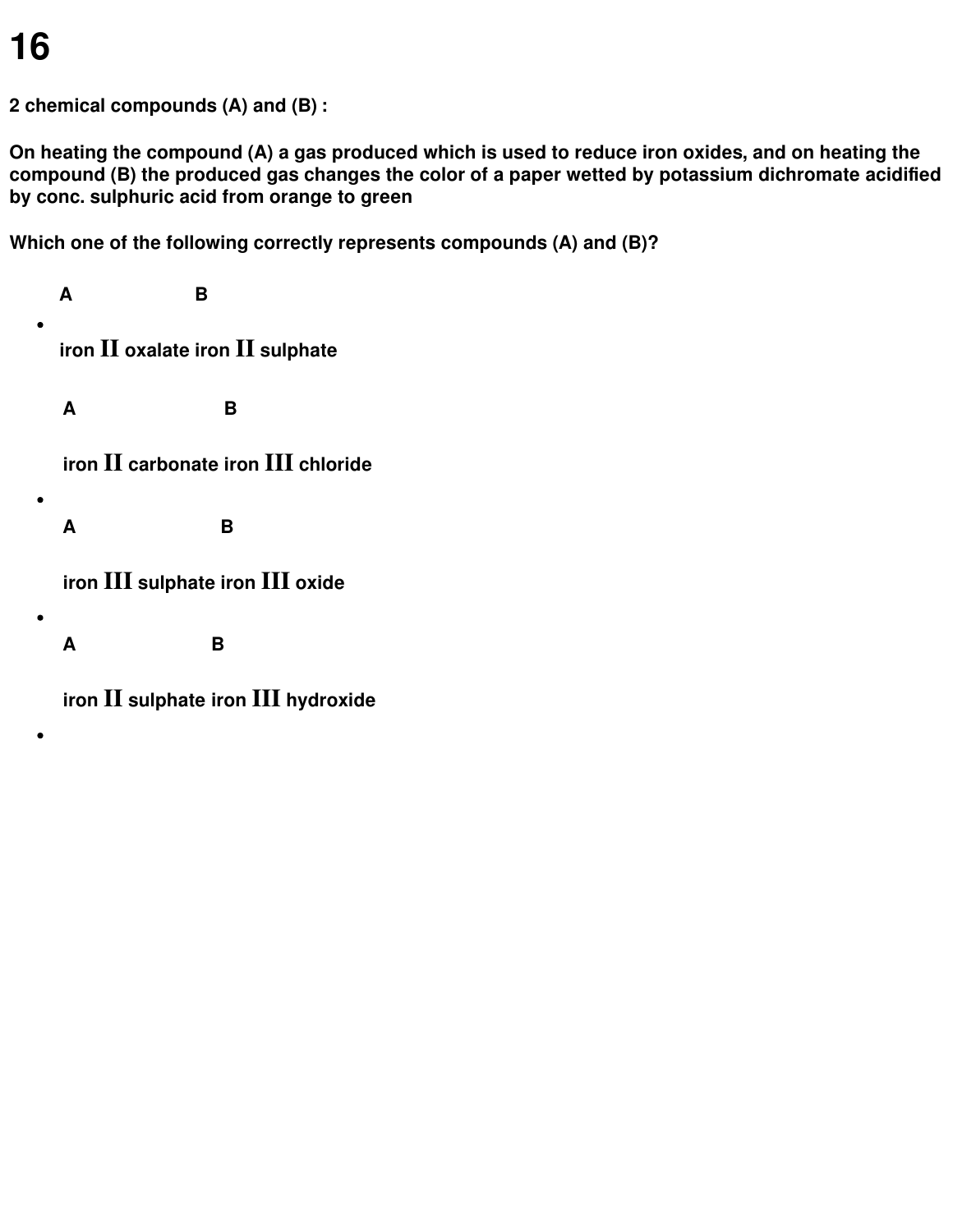# 16

**2 chemical compounds (A) and (B) :**

**On heating the compound (A) a gas produced which is used to reduce iron oxides, and on heating the compound (B) the produced gas changes the color of a paper wetted by potassium dichromate acidified by conc. sulphuric acid from orange to green**

**Which one of the following correctly represents compounds (A) and (B)?**

- **A B**

  **iron $\text{II}$ oxalate iron $\text{II}$ sulphate**

  **A B**

  **iron $\text{II}$ carbonate iron $\text{III}$ chloride**

- **A B**

  **iron $\text{III}$ sulphate iron $\text{III}$ oxide**

- **A B**

  **iron $\text{II}$ sulphate iron $\text{III}$ hydroxide**

-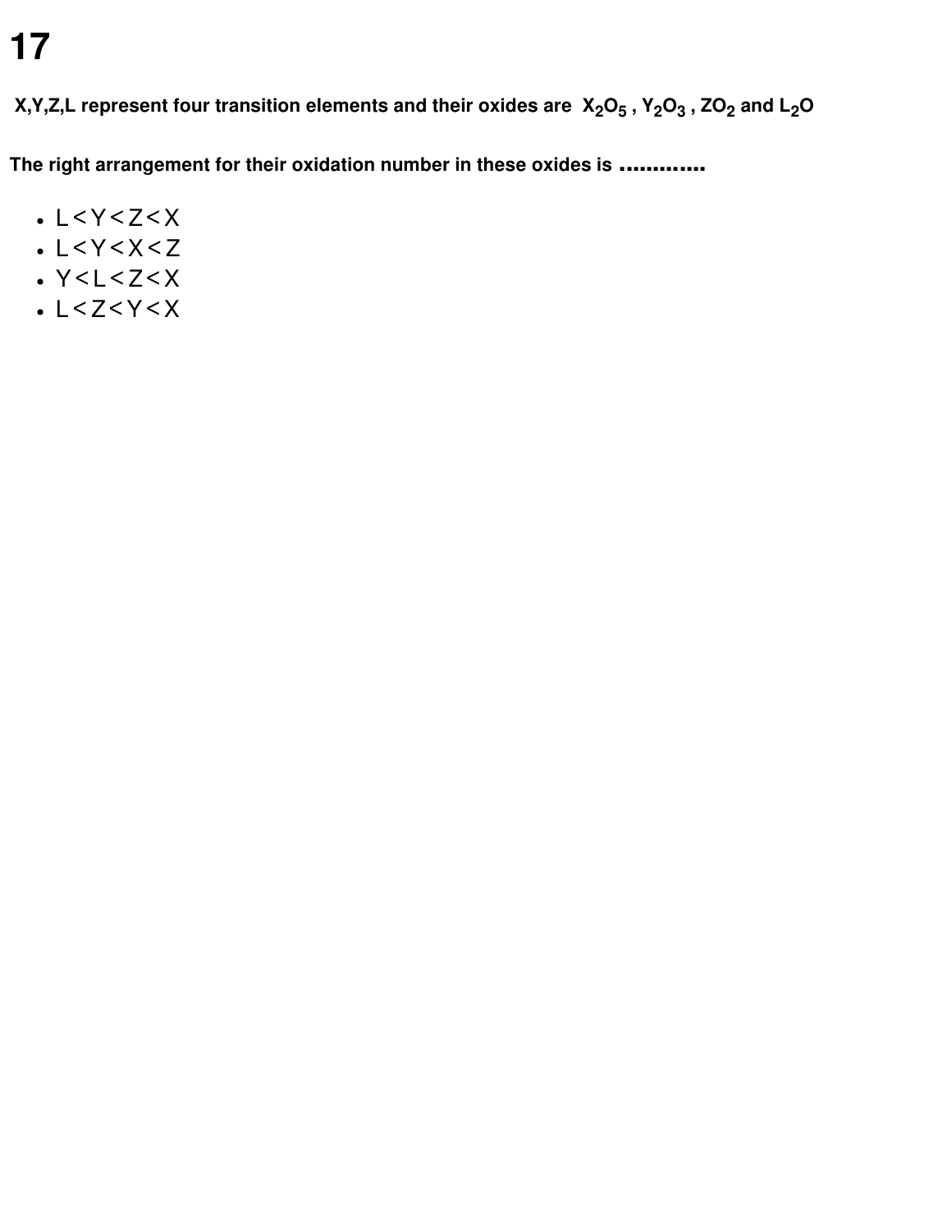# 17

**X,Y,Z,L represent four transition elements and their oxides are $X_2O_5$ , $Y_2O_3$ , $ZO_2$ and $L_2O$**

**The right arrangement for their oxidation number in these oxides is ............**

- L<Y<Z<X
- L<Y<X<Z
- Y<L<Z<X
- L<Z<Y<X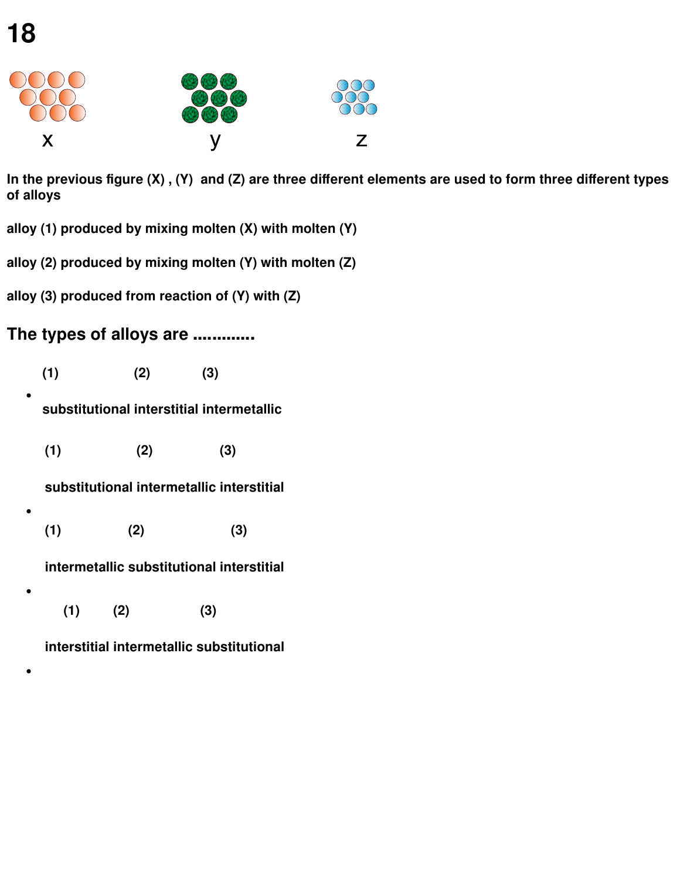# 18

x y z

**In the previous figure (X) , (Y) and (Z) are three different elements are used to form three different types of alloys**

**alloy (1) produced by mixing molten (X) with molten (Y)**

**alloy (2) produced by mixing molten (Y) with molten (Z)**

**alloy (3) produced from reaction of (Y) with (Z)**

## The types of alloys are ............

- **(1) (2) (3)**

  **substitutional interstitial intermetallic**

- **(1) (2) (3)**

  **substitutional intermetallic interstitial**

- **(1) (2) (3)**

  **intermetallic substitutional interstitial**

- **(1) (2) (3)**

  **interstitial intermetallic substitutional**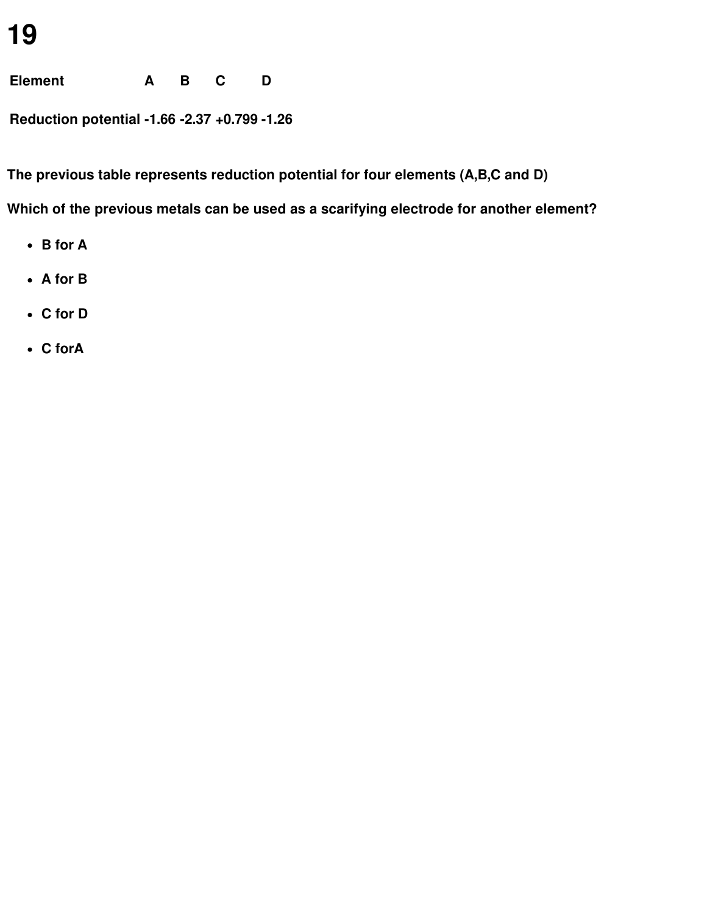# 19

| Element | A | B | C | D |
| --- | --- | --- | --- | --- |
| Reduction potential | -1.66 | -2.37 | +0.799 | -1.26 |

**The previous table represents reduction potential for four elements (A,B,C and D)**

**Which of the previous metals can be used as a scarifying electrode for another element?**

- **B for A**
- **A for B**
- **C for D**
- **C forA**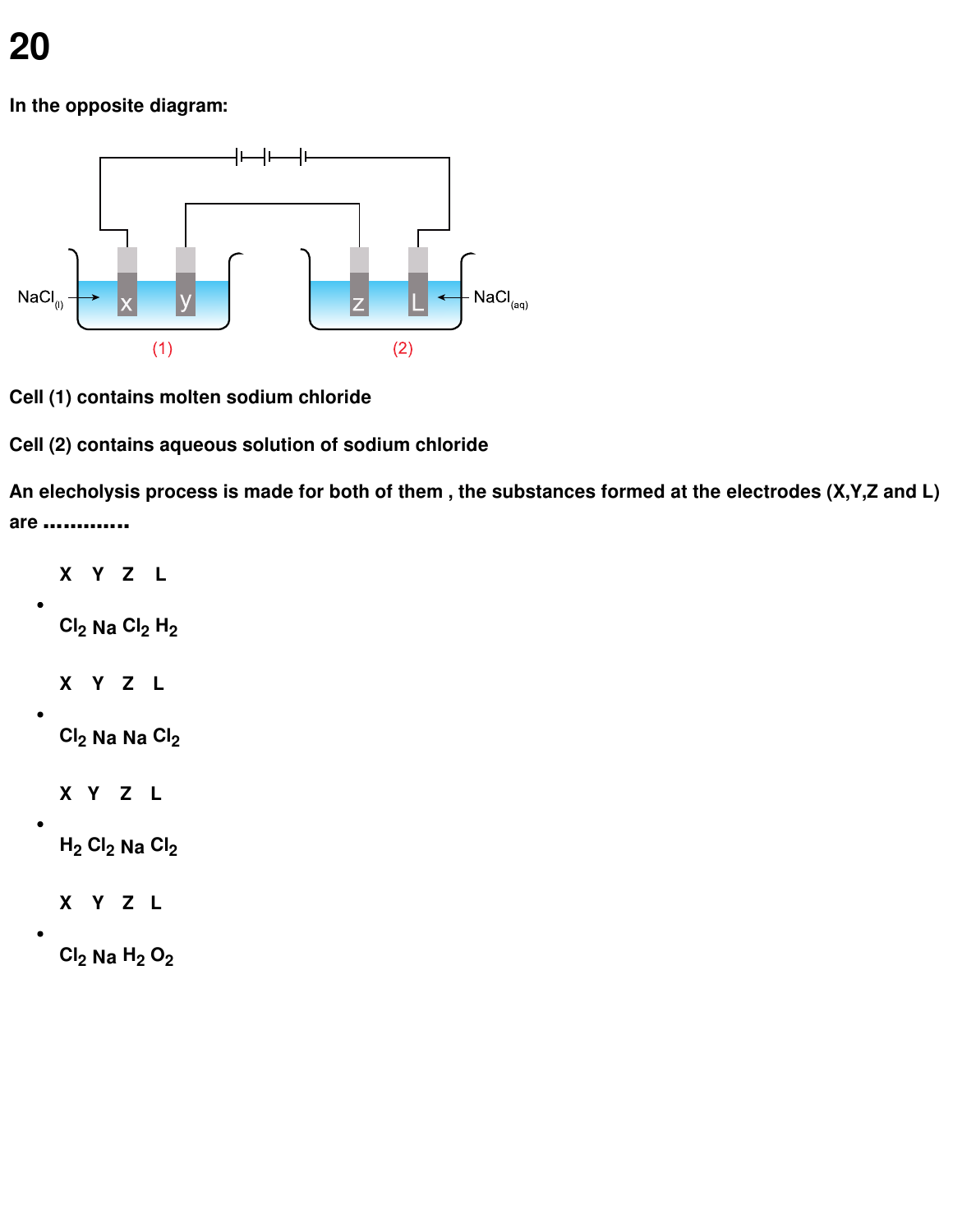# 20

**In the opposite diagram:**

**Cell (1) contains molten sodium chloride**

**Cell (2) contains aqueous solution of sodium chloride**

**An elecholysis process is made for both of them , the substances formed at the electrodes (X,Y,Z and L) are .............**

- **X Y Z L**

  **$Cl_2$ Na $Cl_2$ $H_2$**

- **X Y Z L**

  **$Cl_2$ Na Na $Cl_2$**

- **X Y Z L**

  **$H_2$ $Cl_2$ Na $Cl_2$**

- **X Y Z L**

  **$Cl_2$ Na $H_2$ $O_2$**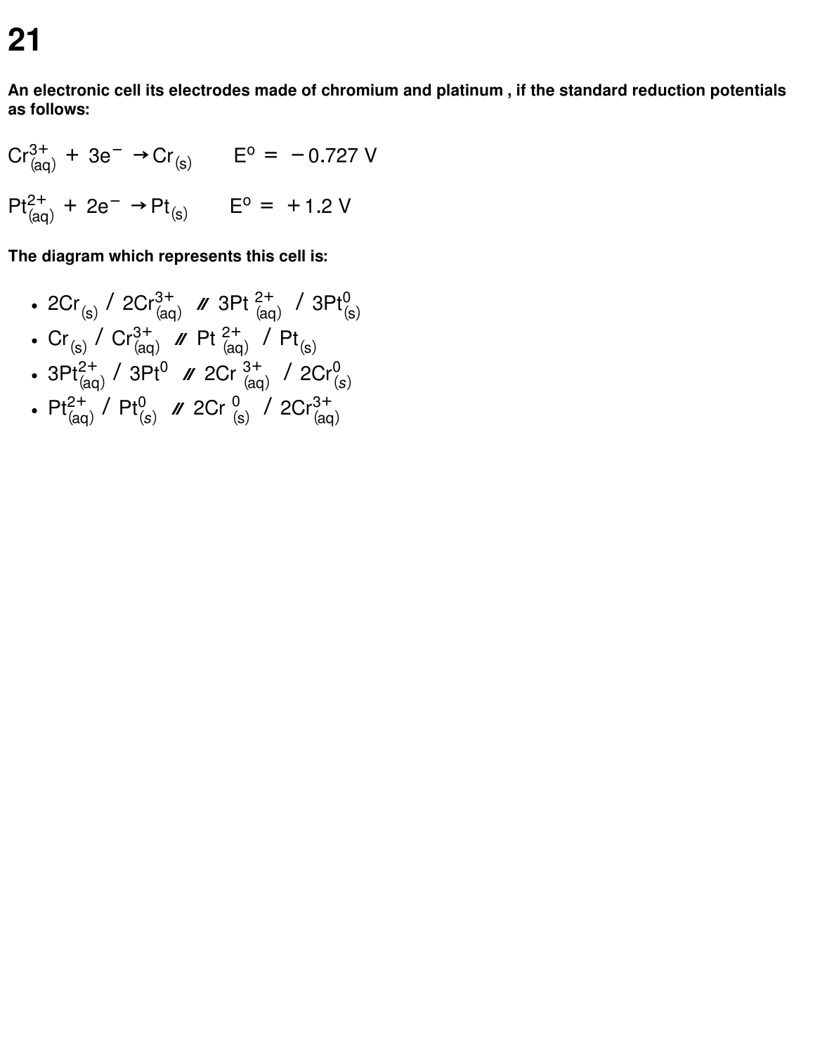# 21

**An electronic cell its electrodes made of chromium and platinum , if the standard reduction potentials as follows:**

$Cr^{3+}_{(aq)} + 3e^{-} \rightarrow Cr_{(s)} \qquad E^{o} = -0.727\ V$

$Pt^{2+}_{(aq)} + 2e^{-} \rightarrow Pt_{(s)} \qquad E^{o} = +1.2\ V$

**The diagram which represents this cell is:**

- $2Cr_{(s)}\ /\ 2Cr^{3+}_{(aq)}\ //\ 3Pt^{2+}_{(aq)}\ /\ 3Pt^{0}_{(s)}$
- $Cr_{(s)}\ /\ Cr^{3+}_{(aq)}\ //\ Pt^{2+}_{(aq)}\ /\ Pt_{(s)}$
- $3Pt^{2+}_{(aq)}\ /\ 3Pt^{0}\ //\ 2Cr^{3+}_{(aq)}\ /\ 2Cr^{0}_{(s)}$
- $Pt^{2+}_{(aq)}\ /\ Pt^{0}_{(s)}\ //\ 2Cr^{0}_{(s)}\ /\ 2Cr^{3+}_{(aq)}$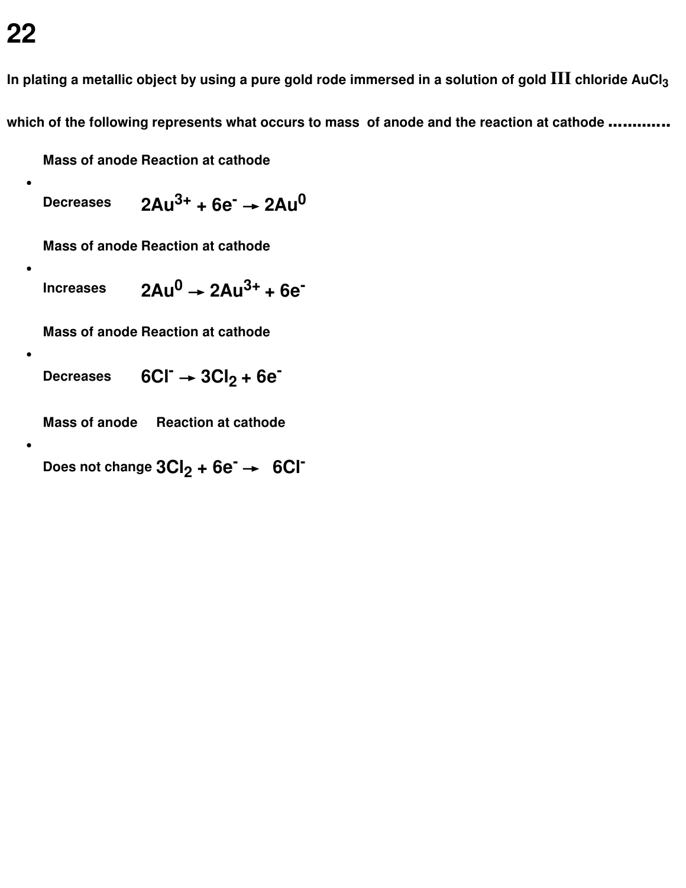# 22

**In plating a metallic object by using a pure gold rode immersed in a solution of gold III chloride $AuCl_3$**

**which of the following represents what occurs to mass of anode and the reaction at cathode ............**

- | Mass of anode | Reaction at cathode |
  |---|---|
  | Decreases | $2Au^{3+} + 6e^- \rightarrow 2Au^0$ |

- | Mass of anode | Reaction at cathode |
  |---|---|
  | Increases | $2Au^0 \rightarrow 2Au^{3+} + 6e^-$ |

- | Mass of anode | Reaction at cathode |
  |---|---|
  | Decreases | $6Cl^- \rightarrow 3Cl_2 + 6e^-$ |

- | Mass of anode | Reaction at cathode |
  |---|---|
  | Does not change | $3Cl_2 + 6e^- \rightarrow 6Cl^-$ |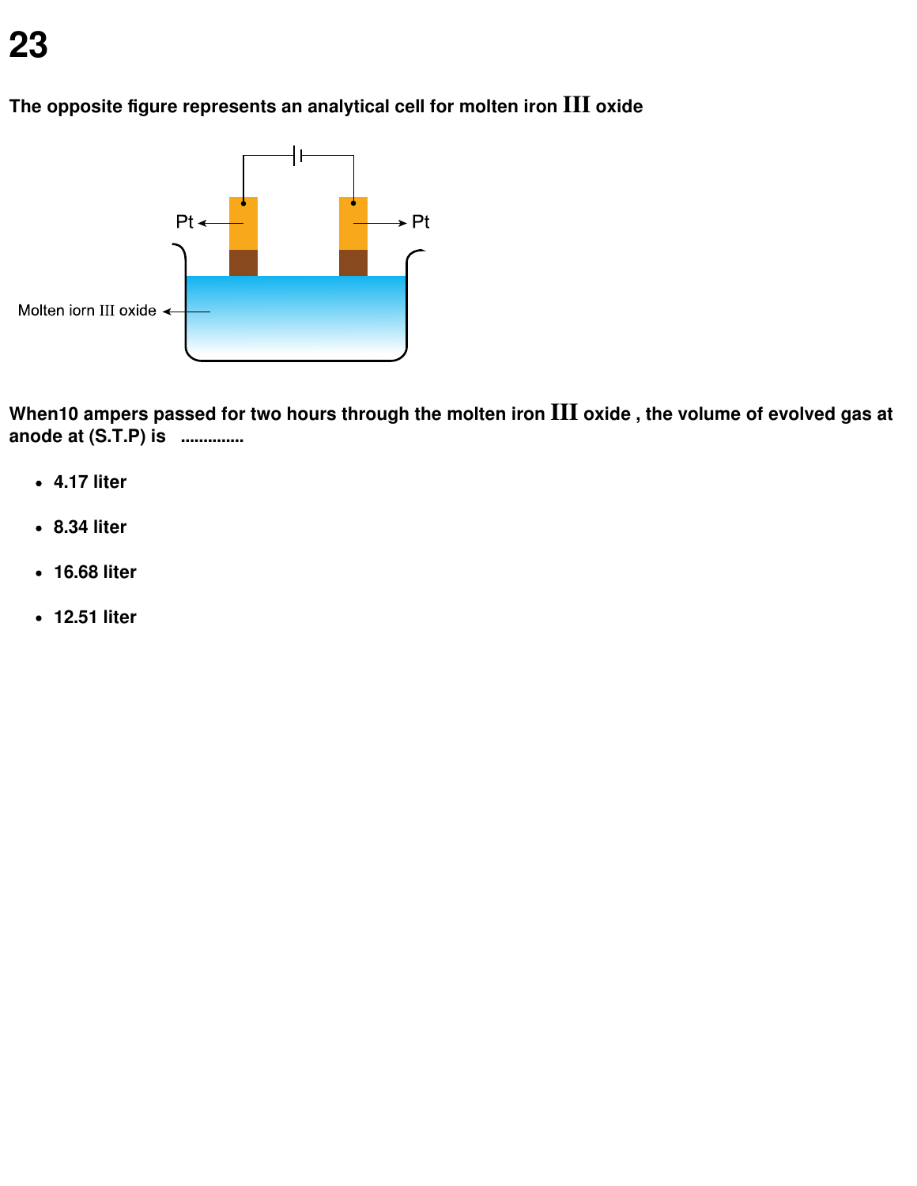# 23

**The opposite figure represents an analytical cell for molten iron III oxide**

**When10 ampers passed for two hours through the molten iron III oxide , the volume of evolved gas at anode at (S.T.P) is .............**

- **4.17 liter**
- **8.34 liter**
- **16.68 liter**
- **12.51 liter**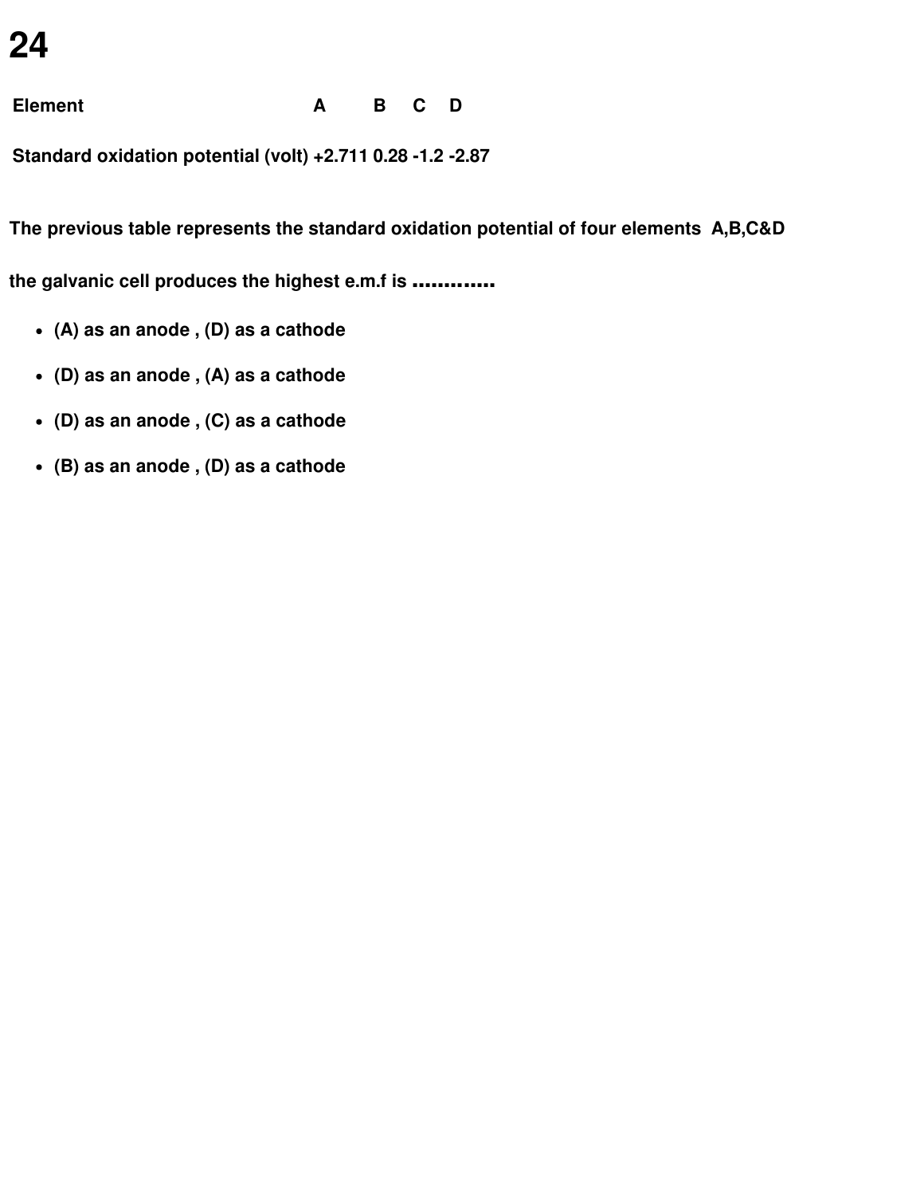# 24

| Element | A | B | C | D |
|---|---|---|---|---|
| Standard oxidation potential (volt) | +2.711 | 0.28 | -1.2 | -2.87 |

**The previous table represents the standard oxidation potential of four elements A,B,C&D**

**the galvanic cell produces the highest e.m.f is ............**

- **(A) as an anode , (D) as a cathode**
- **(D) as an anode , (A) as a cathode**
- **(D) as an anode , (C) as a cathode**
- **(B) as an anode , (D) as a cathode**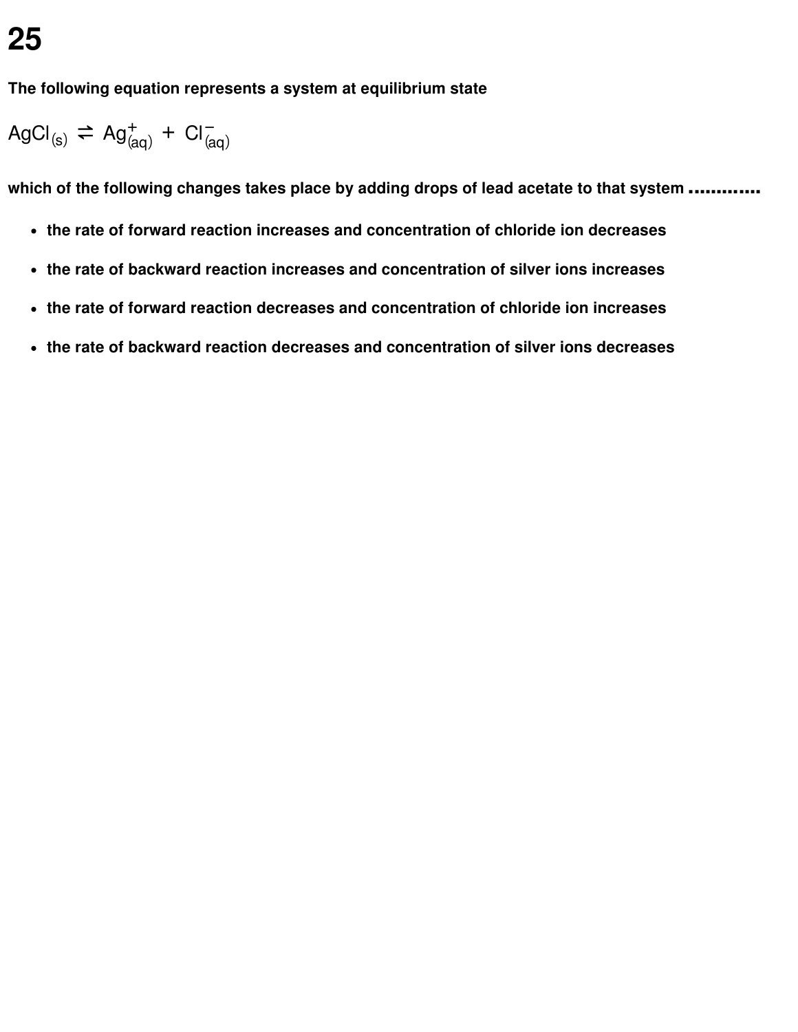# 25

**The following equation represents a system at equilibrium state**

$$AgCl_{(s)} \rightleftharpoons Ag^{+}_{(aq)} + Cl^{-}_{(aq)}$$

**which of the following changes takes place by adding drops of lead acetate to that system ............**

- **the rate of forward reaction increases and concentration of chloride ion decreases**
- **the rate of backward reaction increases and concentration of silver ions increases**
- **the rate of forward reaction decreases and concentration of chloride ion increases**
- **the rate of backward reaction decreases and concentration of silver ions decreases**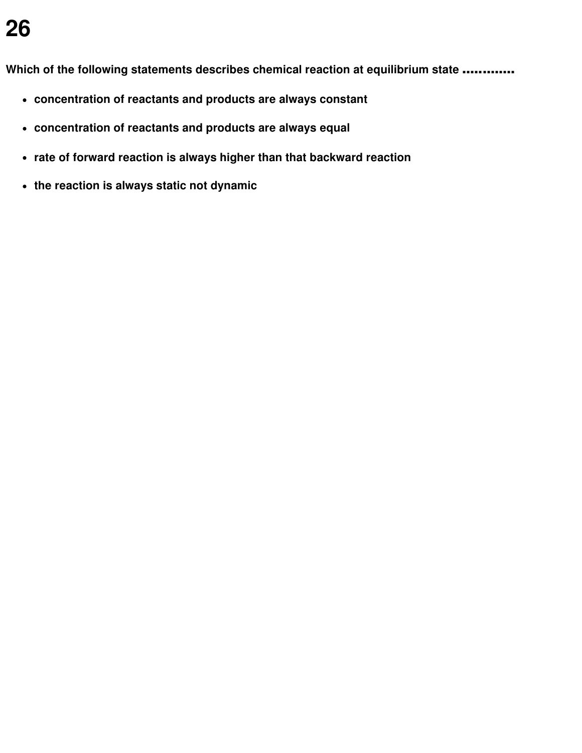# 26

**Which of the following statements describes chemical reaction at equilibrium state ............**

- **concentration of reactants and products are always constant**
- **concentration of reactants and products are always equal**
- **rate of forward reaction is always higher than that backward reaction**
- **the reaction is always static not dynamic**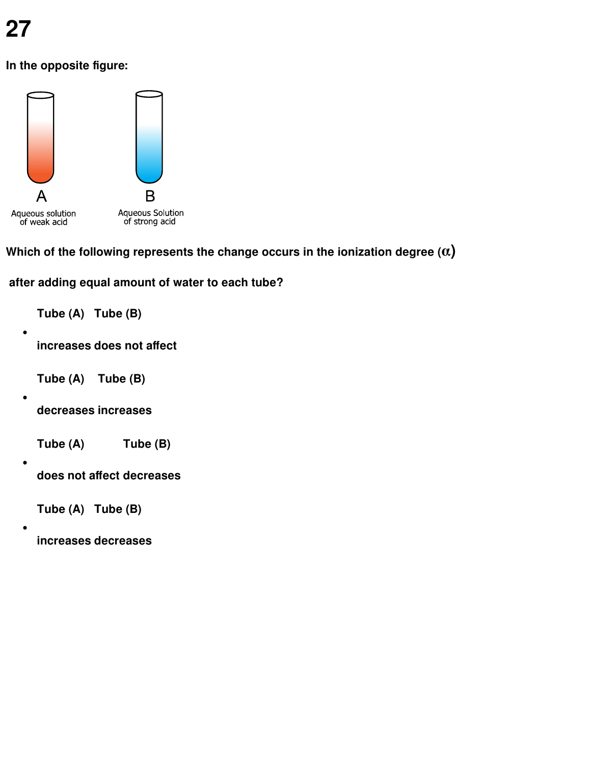# 27

**In the opposite figure:**

A
Aqueous solution of weak acid

B
Aqueous Solution of strong acid

**Which of the following represents the change occurs in the ionization degree ($\alpha$)**

**after adding equal amount of water to each tube?**

- **Tube (A) Tube (B)**

  **increases does not affect**

- **Tube (A) Tube (B)**

  **decreases increases**

- **Tube (A) Tube (B)**

  **does not affect decreases**

- **Tube (A) Tube (B)**

  **increases decreases**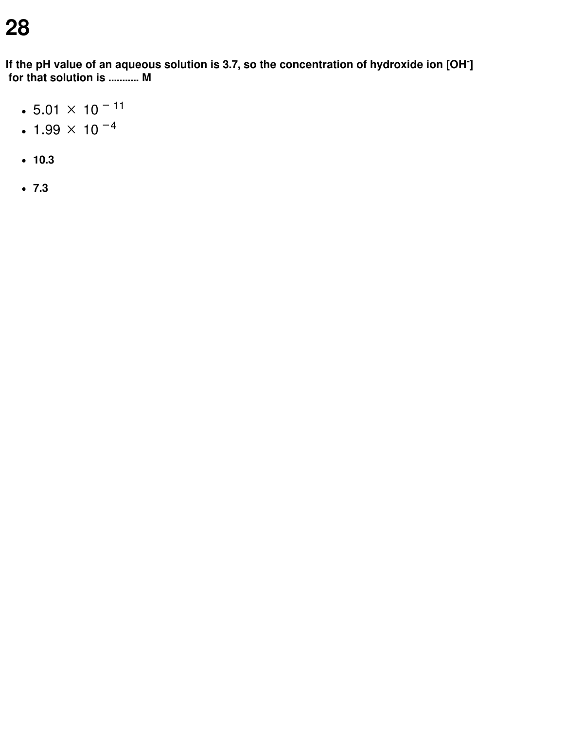# 28

**If the pH value of an aqueous solution is 3.7, so the concentration of hydroxide ion [$OH^-$] for that solution is .......... M**

- $5.01 \times 10^{-11}$
- $1.99 \times 10^{-4}$
- **10.3**
- **7.3**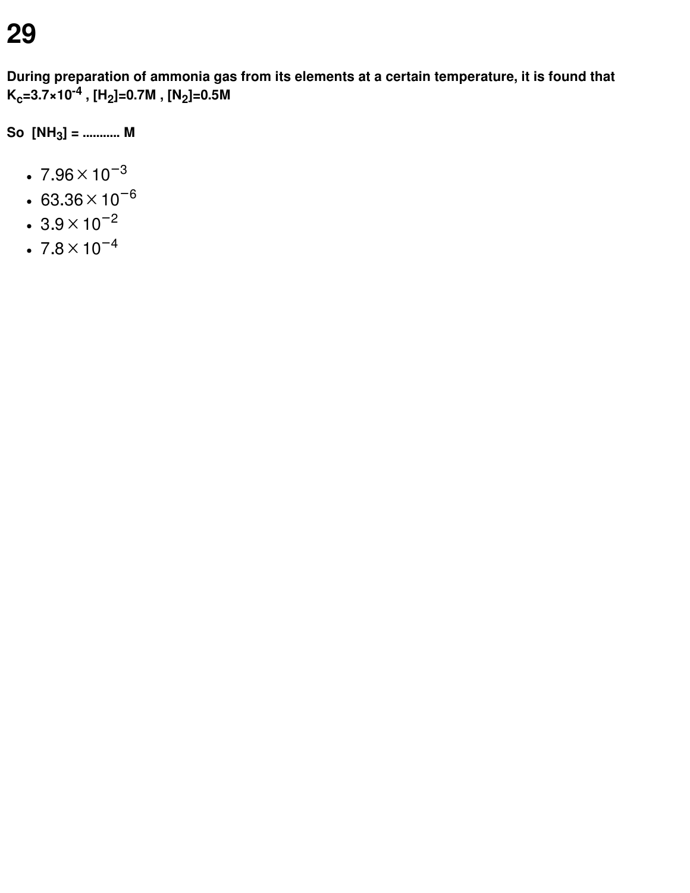# 29

**During preparation of ammonia gas from its elements at a certain temperature, it is found that $K_c$=3.7×$10^{-4}$ , $[H_2]$=0.7M , $[N_2]$=0.5M**

**So $[NH_3]$ = ........... M**

- $7.96 \times 10^{-3}$
- $63.36 \times 10^{-6}$
- $3.9 \times 10^{-2}$
- $7.8 \times 10^{-4}$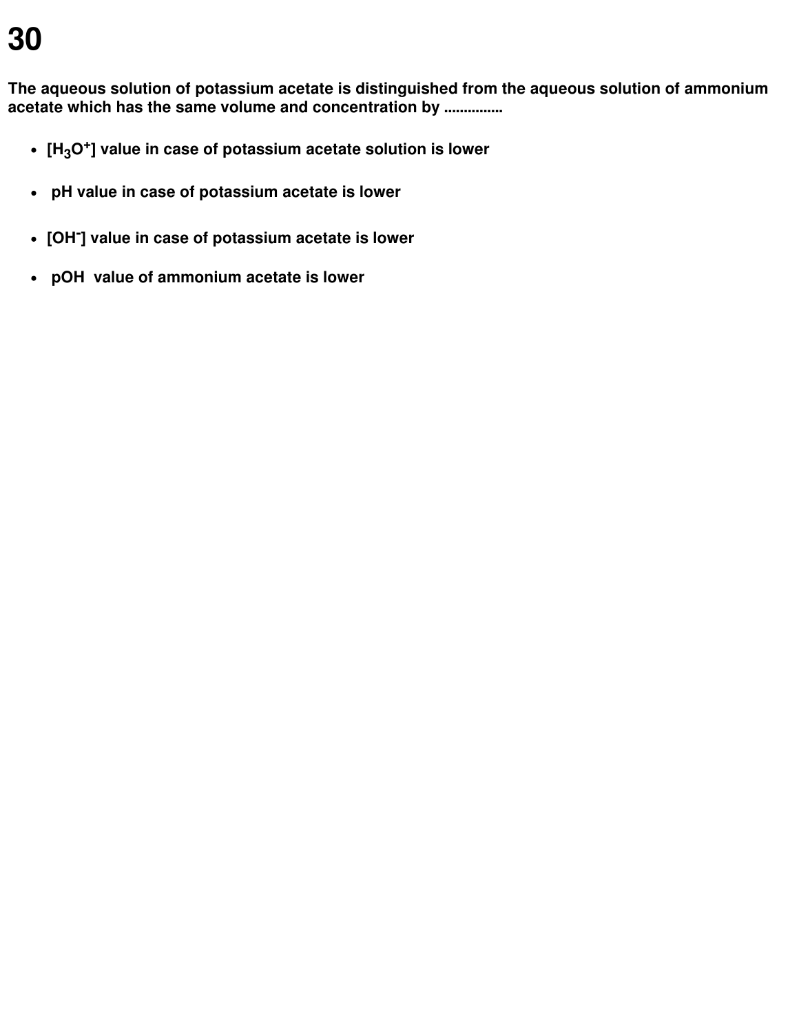# 30

**The aqueous solution of potassium acetate is distinguished from the aqueous solution of ammonium acetate which has the same volume and concentration by ..............**

- **$[H_3O^+]$ value in case of potassium acetate solution is lower**
- **pH value in case of potassium acetate is lower**
- **$[OH^-]$ value in case of potassium acetate is lower**
- **pOH value of ammonium acetate is lower**